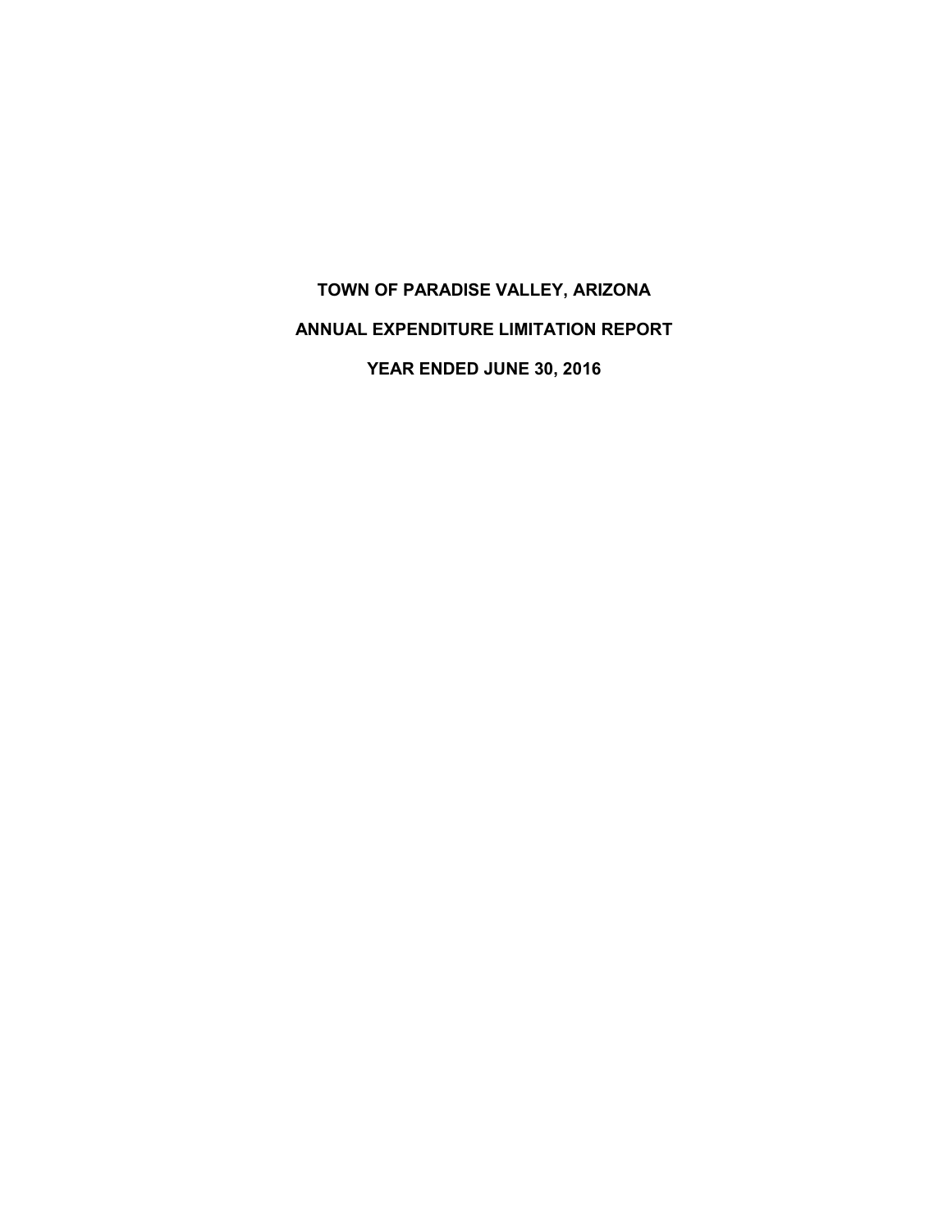# TOWN OF PARADISE VALLEY, ARIZONA

## ANNUAL EXPENDITURE LIMITATION REPORT

## YEAR ENDED JUNE 30, 2016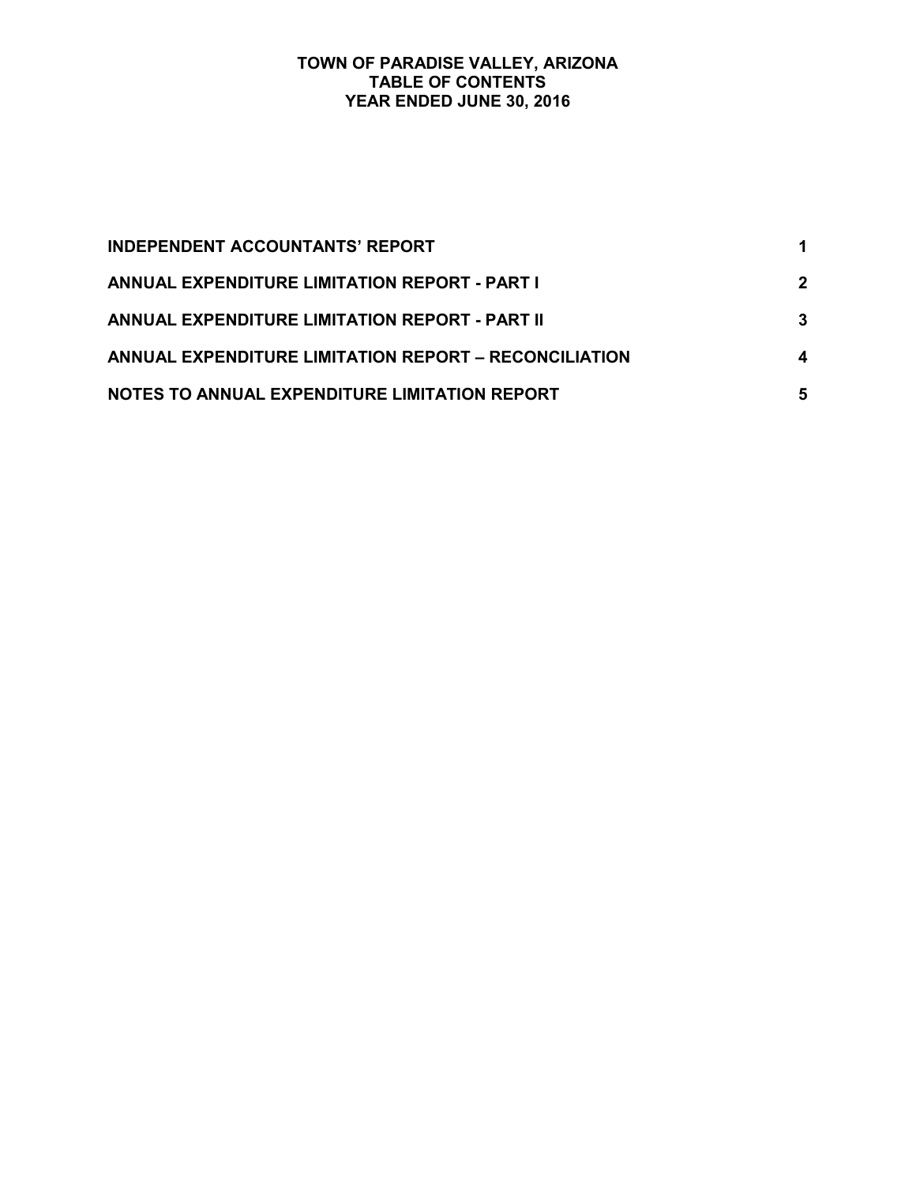# TOWN OF PARADISE VALLEY, ARIZONA
## TABLE OF CONTENTS
## YEAR ENDED JUNE 30, 2016

| | |
|---|---|
| **INDEPENDENT ACCOUNTANTS' REPORT** | **1** |
| **ANNUAL EXPENDITURE LIMITATION REPORT - PART I** | **2** |
| **ANNUAL EXPENDITURE LIMITATION REPORT - PART II** | **3** |
| **ANNUAL EXPENDITURE LIMITATION REPORT – RECONCILIATION** | **4** |
| **NOTES TO ANNUAL EXPENDITURE LIMITATION REPORT** | **5** |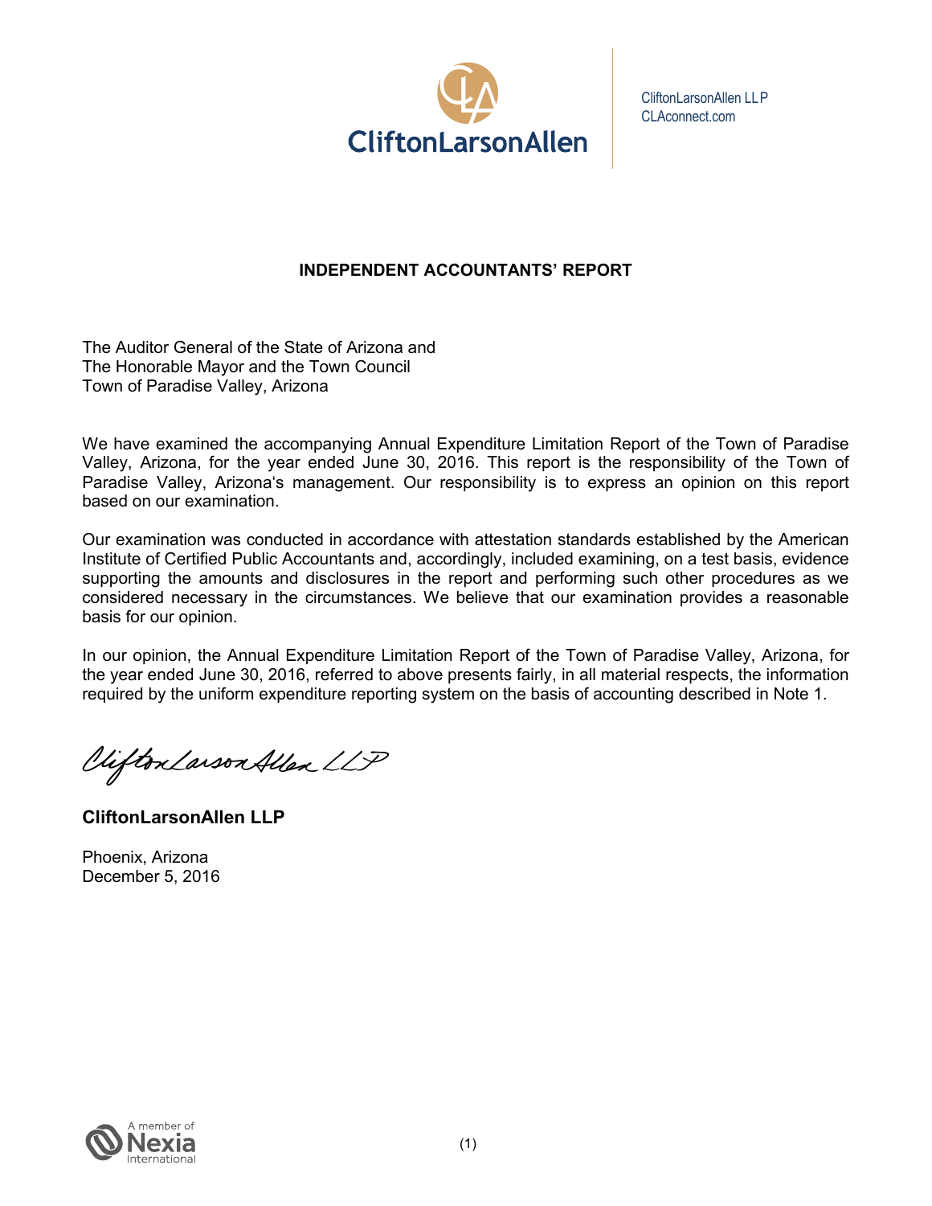CliftonLarsonAllen LLP
CLAconnect.com

## INDEPENDENT ACCOUNTANTS' REPORT

The Auditor General of the State of Arizona and
The Honorable Mayor and the Town Council
Town of Paradise Valley, Arizona

We have examined the accompanying Annual Expenditure Limitation Report of the Town of Paradise Valley, Arizona, for the year ended June 30, 2016. This report is the responsibility of the Town of Paradise Valley, Arizona's management. Our responsibility is to express an opinion on this report based on our examination.

Our examination was conducted in accordance with attestation standards established by the American Institute of Certified Public Accountants and, accordingly, included examining, on a test basis, evidence supporting the amounts and disclosures in the report and performing such other procedures as we considered necessary in the circumstances. We believe that our examination provides a reasonable basis for our opinion.

In our opinion, the Annual Expenditure Limitation Report of the Town of Paradise Valley, Arizona, for the year ended June 30, 2016, referred to above presents fairly, in all material respects, the information required by the uniform expenditure reporting system on the basis of accounting described in Note 1.

CliftonLarsonAllen LLP

**CliftonLarsonAllen LLP**

Phoenix, Arizona
December 5, 2016

A member of Nexia International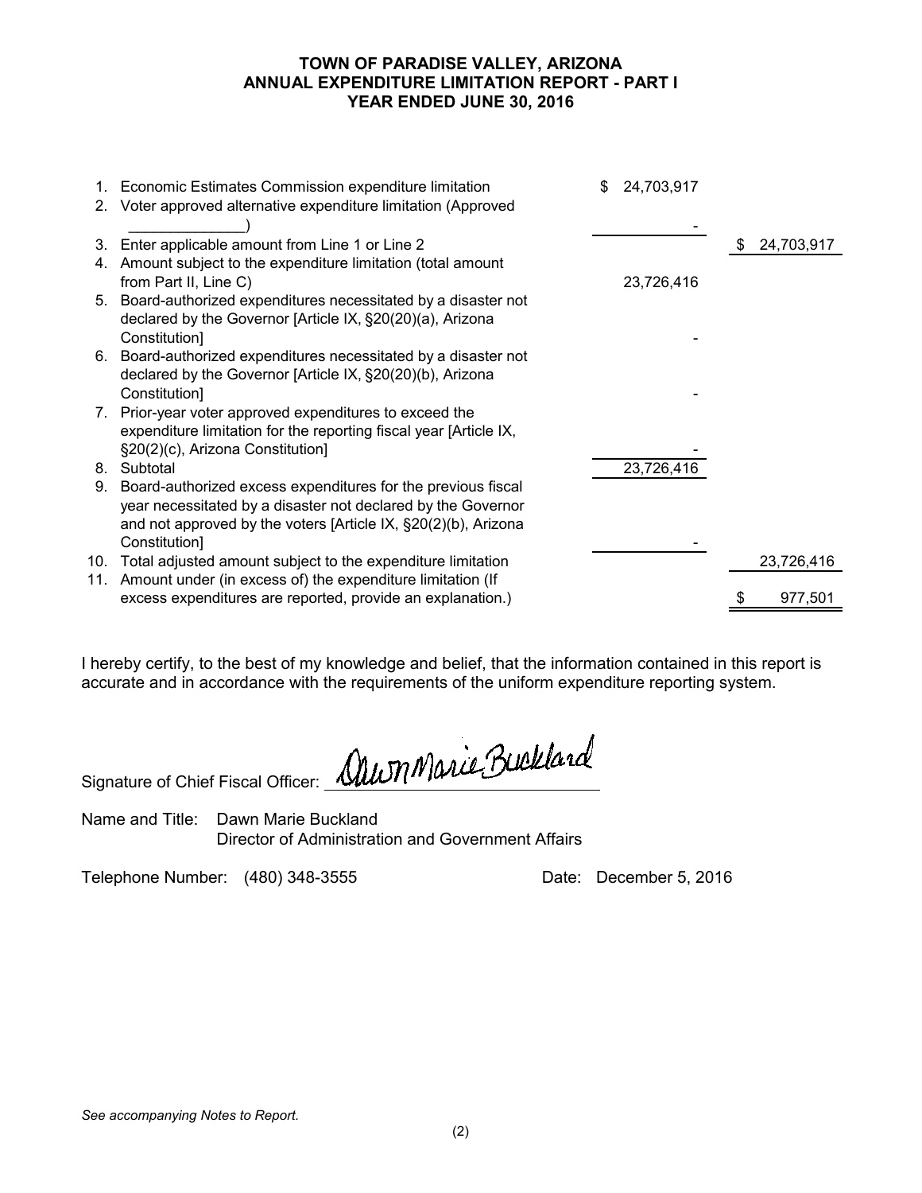# TOWN OF PARADISE VALLEY, ARIZONA
## ANNUAL EXPENDITURE LIMITATION REPORT - PART I
### YEAR ENDED JUNE 30, 2016

| | | | |
|---|---|---|---|
| 1. | Economic Estimates Commission expenditure limitation | $ 24,703,917 | |
| 2. | Voter approved alternative expenditure limitation (Approved ______________) | - | |
| 3. | Enter applicable amount from Line 1 or Line 2 | | $ 24,703,917 |
| 4. | Amount subject to the expenditure limitation (total amount from Part II, Line C) | 23,726,416 | |
| 5. | Board-authorized expenditures necessitated by a disaster not declared by the Governor [Article IX, §20(20)(a), Arizona Constitution] | - | |
| 6. | Board-authorized expenditures necessitated by a disaster not declared by the Governor [Article IX, §20(20)(b), Arizona Constitution] | - | |
| 7. | Prior-year voter approved expenditures to exceed the expenditure limitation for the reporting fiscal year [Article IX, §20(2)(c), Arizona Constitution] | - | |
| 8. | Subtotal | 23,726,416 | |
| 9. | Board-authorized excess expenditures for the previous fiscal year necessitated by a disaster not declared by the Governor and not approved by the voters [Article IX, §20(2)(b), Arizona Constitution] | - | |
| 10. | Total adjusted amount subject to the expenditure limitation | | 23,726,416 |
| 11. | Amount under (in excess of) the expenditure limitation (If excess expenditures are reported, provide an explanation.) | | $ 977,501 |

I hereby certify, to the best of my knowledge and belief, that the information contained in this report is accurate and in accordance with the requirements of the uniform expenditure reporting system.

Signature of Chief Fiscal Officer: Dawn Marie Buckland

Name and Title: Dawn Marie Buckland
Director of Administration and Government Affairs

Telephone Number: (480) 348-3555 Date: December 5, 2016

*See accompanying Notes to Report.*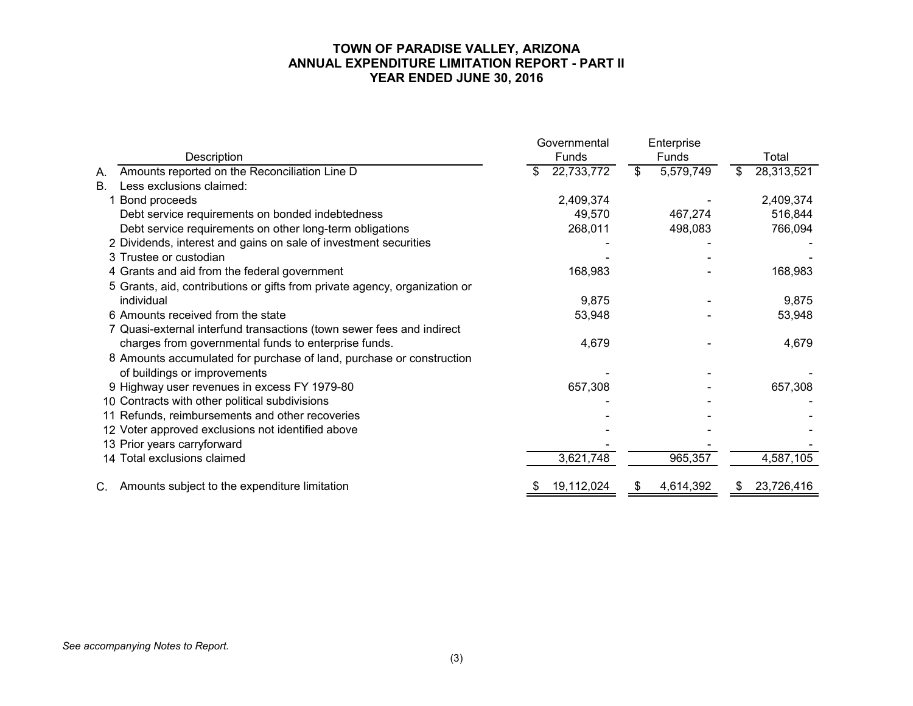# TOWN OF PARADISE VALLEY, ARIZONA
## ANNUAL EXPENDITURE LIMITATION REPORT - PART II
## YEAR ENDED JUNE 30, 2016

| | Description | Governmental Funds | Enterprise Funds | Total |
|---|---|---|---|---|
| A. | Amounts reported on the Reconciliation Line D | $ 22,733,772 | $ 5,579,749 | $ 28,313,521 |
| B. | Less exclusions claimed: | | | |
| 1 | Bond proceeds | 2,409,374 | - | 2,409,374 |
| | Debt service requirements on bonded indebtedness | 49,570 | 467,274 | 516,844 |
| | Debt service requirements on other long-term obligations | 268,011 | 498,083 | 766,094 |
| 2 | Dividends, interest and gains on sale of investment securities | - | - | - |
| 3 | Trustee or custodian | - | - | - |
| 4 | Grants and aid from the federal government | 168,983 | - | 168,983 |
| 5 | Grants, aid, contributions or gifts from private agency, organization or individual | 9,875 | - | 9,875 |
| 6 | Amounts received from the state | 53,948 | - | 53,948 |
| 7 | Quasi-external interfund transactions (town sewer fees and indirect charges from governmental funds to enterprise funds. | 4,679 | - | 4,679 |
| 8 | Amounts accumulated for purchase of land, purchase or construction of buildings or improvements | - | - | - |
| 9 | Highway user revenues in excess FY 1979-80 | 657,308 | - | 657,308 |
| 10 | Contracts with other political subdivisions | - | - | - |
| 11 | Refunds, reimbursements and other recoveries | - | - | - |
| 12 | Voter approved exclusions not identified above | - | - | - |
| 13 | Prior years carryforward | - | - | - |
| 14 | Total exclusions claimed | 3,621,748 | 965,357 | 4,587,105 |
| C. | Amounts subject to the expenditure limitation | $ 19,112,024 | $ 4,614,392 | $ 23,726,416 |

*See accompanying Notes to Report.*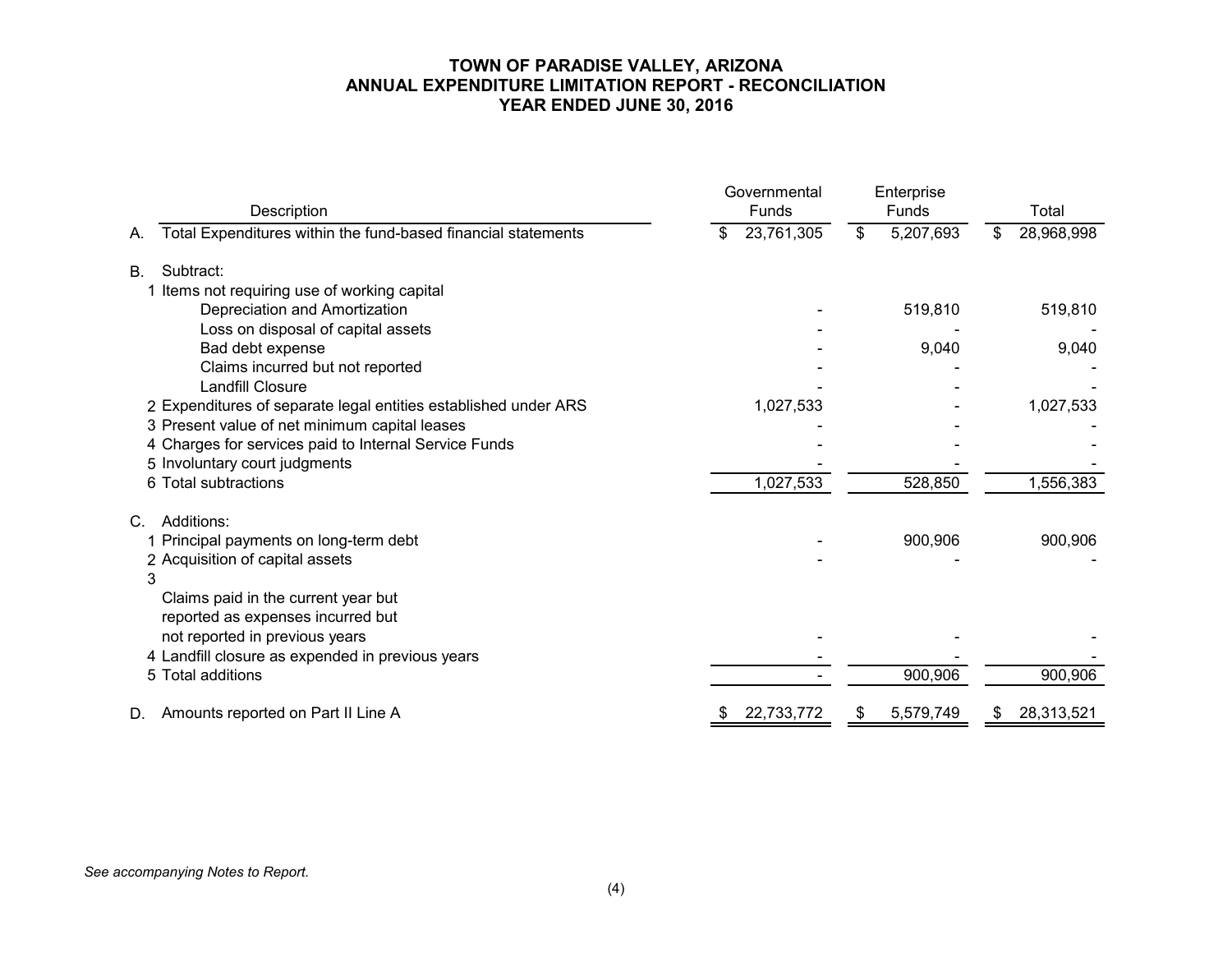# TOWN OF PARADISE VALLEY, ARIZONA
## ANNUAL EXPENDITURE LIMITATION REPORT - RECONCILIATION
## YEAR ENDED JUNE 30, 2016

| | Description | Governmental Funds | Enterprise Funds | Total |
|---|---|---|---|---|
| A. | Total Expenditures within the fund-based financial statements | $ 23,761,305 | $ 5,207,693 | $ 28,968,998 |
| B. | Subtract: | | | |
| 1 | Items not requiring use of working capital | | | |
| | Depreciation and Amortization | - | 519,810 | 519,810 |
| | Loss on disposal of capital assets | - | - | - |
| | Bad debt expense | - | 9,040 | 9,040 |
| | Claims incurred but not reported | - | - | - |
| | Landfill Closure | - | - | - |
| 2 | Expenditures of separate legal entities established under ARS | 1,027,533 | - | 1,027,533 |
| 3 | Present value of net minimum capital leases | - | - | - |
| 4 | Charges for services paid to Internal Service Funds | - | - | - |
| 5 | Involuntary court judgments | - | - | - |
| 6 | Total subtractions | 1,027,533 | 528,850 | 1,556,383 |
| C. | Additions: | | | |
| 1 | Principal payments on long-term debt | - | 900,906 | 900,906 |
| 2 | Acquisition of capital assets | - | - | - |
| 3 | Claims paid in the current year but reported as expenses incurred but not reported in previous years | - | - | - |
| 4 | Landfill closure as expended in previous years | - | - | - |
| 5 | Total additions | - | 900,906 | 900,906 |
| D. | Amounts reported on Part II Line A | $ 22,733,772 | $ 5,579,749 | $ 28,313,521 |

*See accompanying Notes to Report.*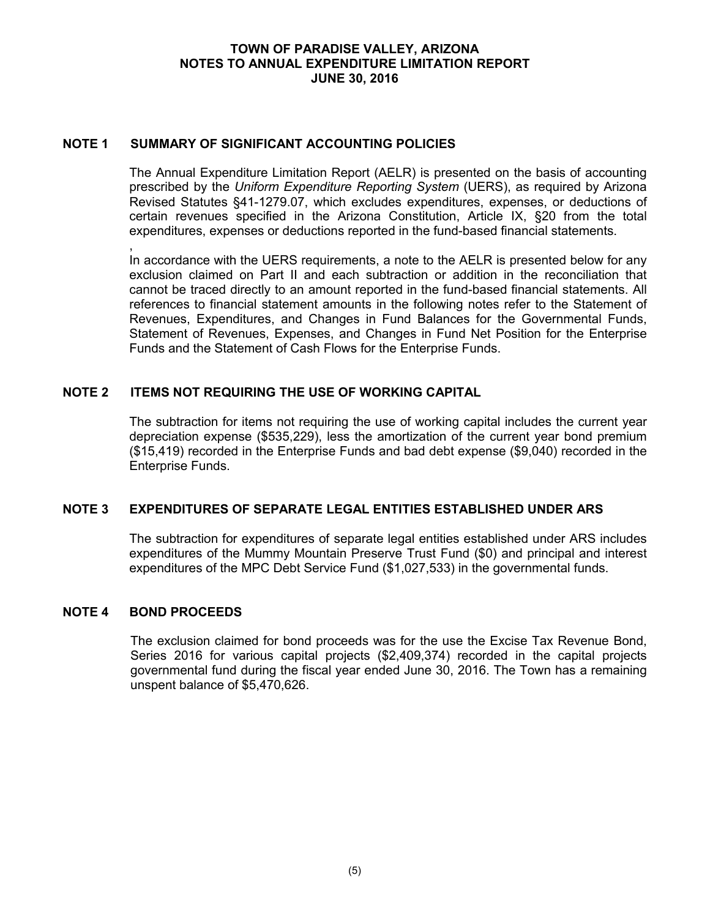# TOWN OF PARADISE VALLEY, ARIZONA
## NOTES TO ANNUAL EXPENDITURE LIMITATION REPORT
## JUNE 30, 2016

### NOTE 1 SUMMARY OF SIGNIFICANT ACCOUNTING POLICIES

The Annual Expenditure Limitation Report (AELR) is presented on the basis of accounting prescribed by the *Uniform Expenditure Reporting System* (UERS), as required by Arizona Revised Statutes §41-1279.07, which excludes expenditures, expenses, or deductions of certain revenues specified in the Arizona Constitution, Article IX, §20 from the total expenditures, expenses or deductions reported in the fund-based financial statements.

,

In accordance with the UERS requirements, a note to the AELR is presented below for any exclusion claimed on Part II and each subtraction or addition in the reconciliation that cannot be traced directly to an amount reported in the fund-based financial statements. All references to financial statement amounts in the following notes refer to the Statement of Revenues, Expenditures, and Changes in Fund Balances for the Governmental Funds, Statement of Revenues, Expenses, and Changes in Fund Net Position for the Enterprise Funds and the Statement of Cash Flows for the Enterprise Funds.

### NOTE 2 ITEMS NOT REQUIRING THE USE OF WORKING CAPITAL

The subtraction for items not requiring the use of working capital includes the current year depreciation expense ($535,229), less the amortization of the current year bond premium ($15,419) recorded in the Enterprise Funds and bad debt expense ($9,040) recorded in the Enterprise Funds.

### NOTE 3 EXPENDITURES OF SEPARATE LEGAL ENTITIES ESTABLISHED UNDER ARS

The subtraction for expenditures of separate legal entities established under ARS includes expenditures of the Mummy Mountain Preserve Trust Fund ($0) and principal and interest expenditures of the MPC Debt Service Fund ($1,027,533) in the governmental funds.

### NOTE 4 BOND PROCEEDS

The exclusion claimed for bond proceeds was for the use the Excise Tax Revenue Bond, Series 2016 for various capital projects ($2,409,374) recorded in the capital projects governmental fund during the fiscal year ended June 30, 2016. The Town has a remaining unspent balance of $5,470,626.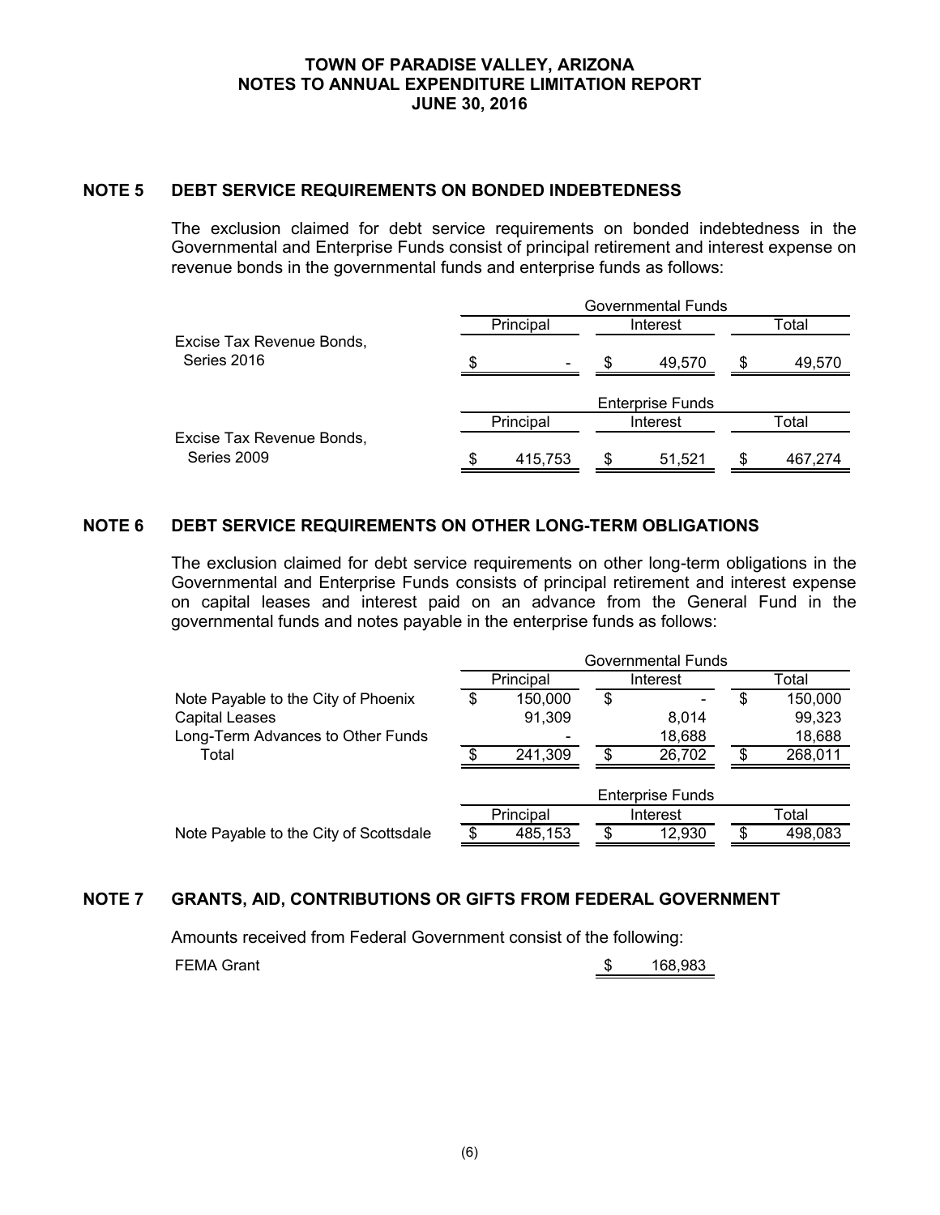**TOWN OF PARADISE VALLEY, ARIZONA**
**NOTES TO ANNUAL EXPENDITURE LIMITATION REPORT**
**JUNE 30, 2016**

## NOTE 5 DEBT SERVICE REQUIREMENTS ON BONDED INDEBTEDNESS

The exclusion claimed for debt service requirements on bonded indebtedness in the Governmental and Enterprise Funds consist of principal retirement and interest expense on revenue bonds in the governmental funds and enterprise funds as follows:

| | Governmental Funds | | |
|---|---|---|---|
| | Principal | Interest | Total |
| Excise Tax Revenue Bonds, Series 2016 | $ - | $ 49,570 | $ 49,570 |

| | Enterprise Funds | | |
|---|---|---|---|
| | Principal | Interest | Total |
| Excise Tax Revenue Bonds, Series 2009 | $ 415,753 | $ 51,521 | $ 467,274 |

## NOTE 6 DEBT SERVICE REQUIREMENTS ON OTHER LONG-TERM OBLIGATIONS

The exclusion claimed for debt service requirements on other long-term obligations in the Governmental and Enterprise Funds consists of principal retirement and interest expense on capital leases and interest paid on an advance from the General Fund in the governmental funds and notes payable in the enterprise funds as follows:

| | Governmental Funds | | |
|---|---|---|---|
| | Principal | Interest | Total |
| Note Payable to the City of Phoenix | $ 150,000 | $ - | $ 150,000 |
| Capital Leases | 91,309 | 8,014 | 99,323 |
| Long-Term Advances to Other Funds | - | 18,688 | 18,688 |
| Total | $ 241,309 | $ 26,702 | $ 268,011 |

| | Enterprise Funds | | |
|---|---|---|---|
| | Principal | Interest | Total |
| Note Payable to the City of Scottsdale | $ 485,153 | $ 12,930 | $ 498,083 |

## NOTE 7 GRANTS, AID, CONTRIBUTIONS OR GIFTS FROM FEDERAL GOVERNMENT

Amounts received from Federal Government consist of the following:

| | |
|---|---|
| FEMA Grant | $ 168,983 |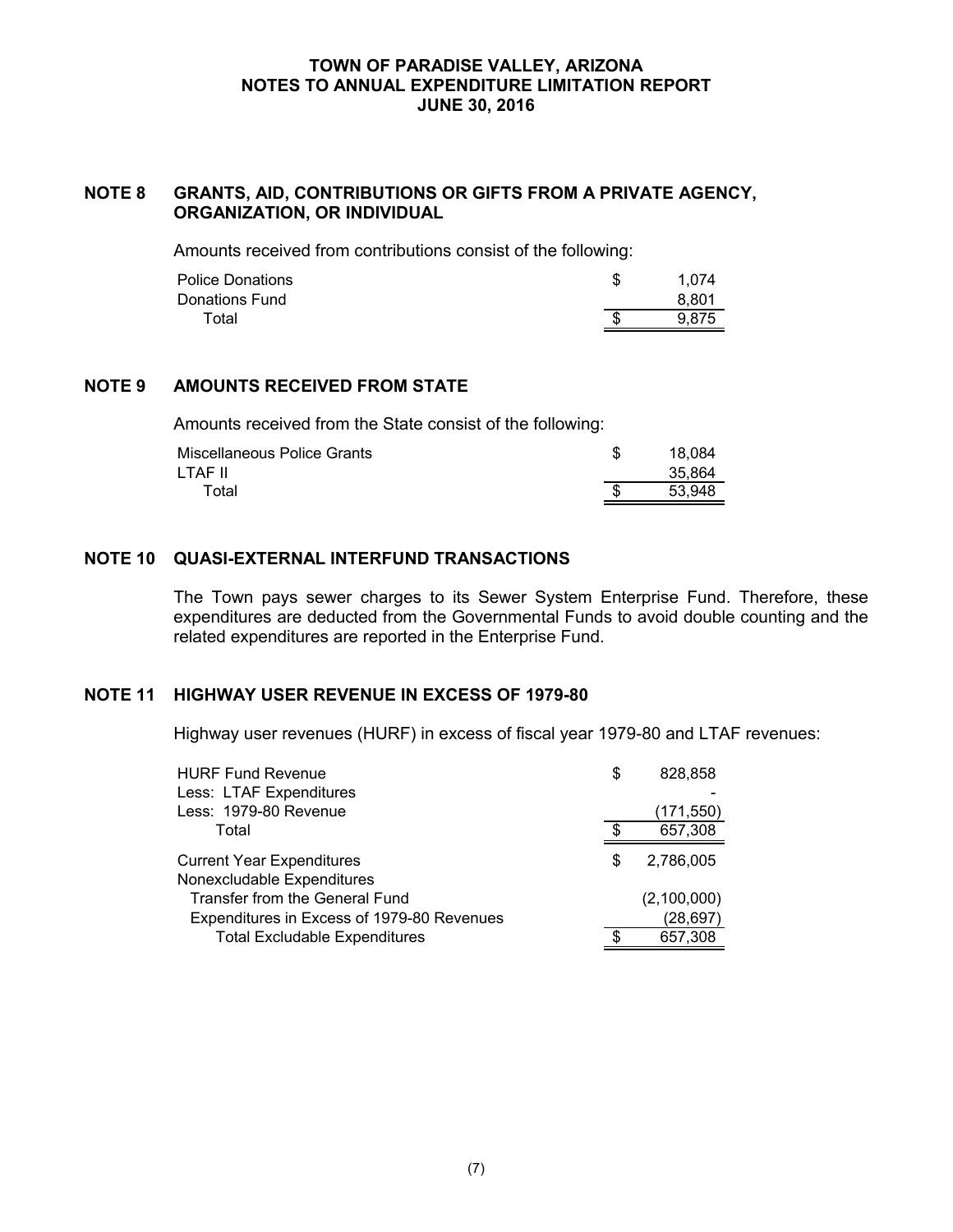**TOWN OF PARADISE VALLEY, ARIZONA**
**NOTES TO ANNUAL EXPENDITURE LIMITATION REPORT**
**JUNE 30, 2016**

## NOTE 8 GRANTS, AID, CONTRIBUTIONS OR GIFTS FROM A PRIVATE AGENCY, ORGANIZATION, OR INDIVIDUAL

Amounts received from contributions consist of the following:

| | | |
|---|---|---|
| Police Donations | $ | 1,074 |
| Donations Fund | | 8,801 |
| Total | $ | 9,875 |

## NOTE 9 AMOUNTS RECEIVED FROM STATE

Amounts received from the State consist of the following:

| | | |
|---|---|---|
| Miscellaneous Police Grants | $ | 18,084 |
| LTAF II | | 35,864 |
| Total | $ | 53,948 |

## NOTE 10 QUASI-EXTERNAL INTERFUND TRANSACTIONS

The Town pays sewer charges to its Sewer System Enterprise Fund. Therefore, these expenditures are deducted from the Governmental Funds to avoid double counting and the related expenditures are reported in the Enterprise Fund.

## NOTE 11 HIGHWAY USER REVENUE IN EXCESS OF 1979-80

Highway user revenues (HURF) in excess of fiscal year 1979-80 and LTAF revenues:

| | | |
|---|---|---|
| HURF Fund Revenue | $ | 828,858 |
| Less: LTAF Expenditures | | - |
| Less: 1979-80 Revenue | | (171,550) |
| Total | $ | 657,308 |
| Current Year Expenditures | $ | 2,786,005 |
| Nonexcludable Expenditures | | |
| Transfer from the General Fund | | (2,100,000) |
| Expenditures in Excess of 1979-80 Revenues | | (28,697) |
| Total Excludable Expenditures | $ | 657,308 |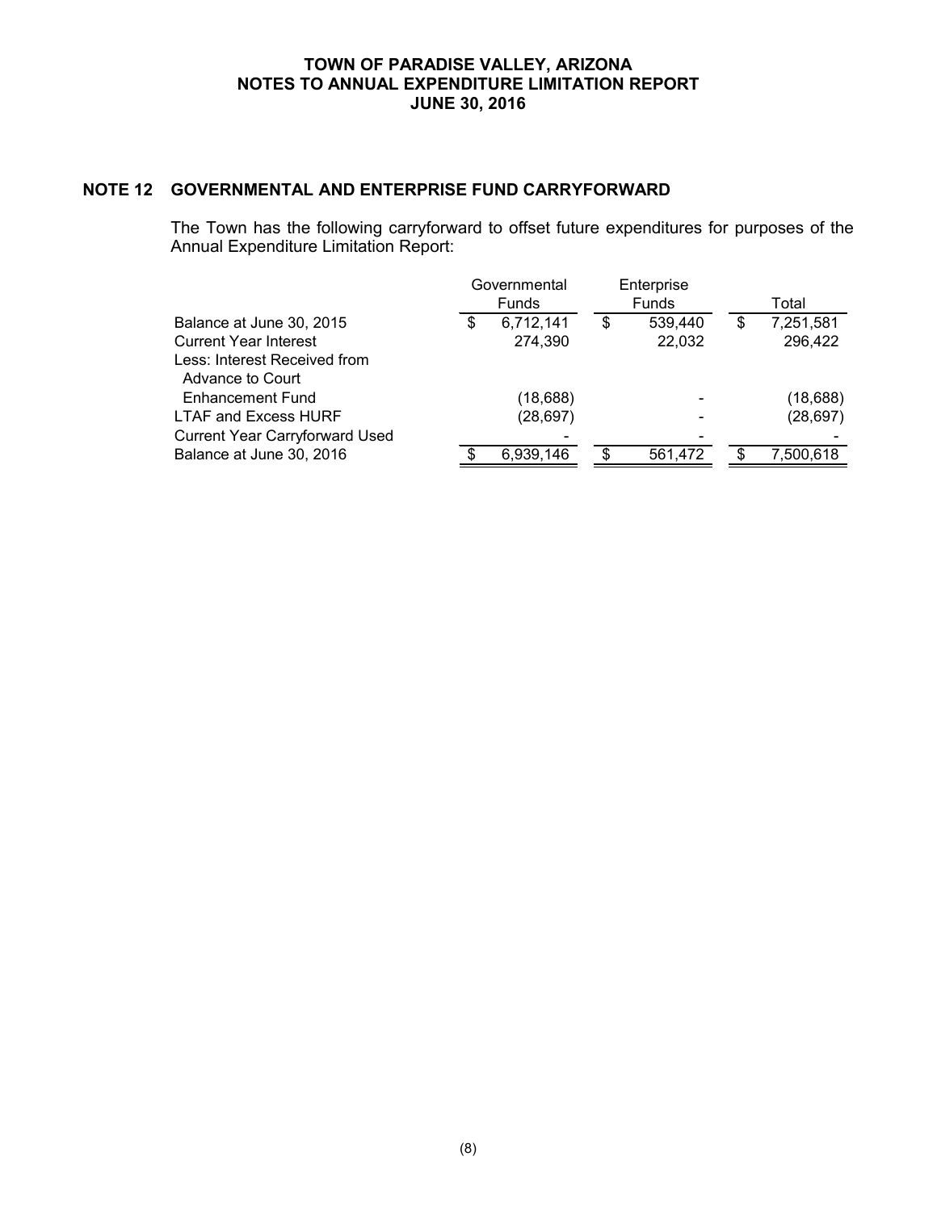# TOWN OF PARADISE VALLEY, ARIZONA
## NOTES TO ANNUAL EXPENDITURE LIMITATION REPORT
## JUNE 30, 2016

### NOTE 12 GOVERNMENTAL AND ENTERPRISE FUND CARRYFORWARD

The Town has the following carryforward to offset future expenditures for purposes of the Annual Expenditure Limitation Report:

| | Governmental Funds | Enterprise Funds | Total |
|---|---|---|---|
| Balance at June 30, 2015 | $ 6,712,141 | $ 539,440 | $ 7,251,581 |
| Current Year Interest | 274,390 | 22,032 | 296,422 |
| Less: Interest Received from Advance to Court Enhancement Fund | (18,688) | - | (18,688) |
| LTAF and Excess HURF | (28,697) | - | (28,697) |
| Current Year Carryforward Used | - | - | - |
| Balance at June 30, 2016 | $ 6,939,146 | $ 561,472 | $ 7,500,618 |